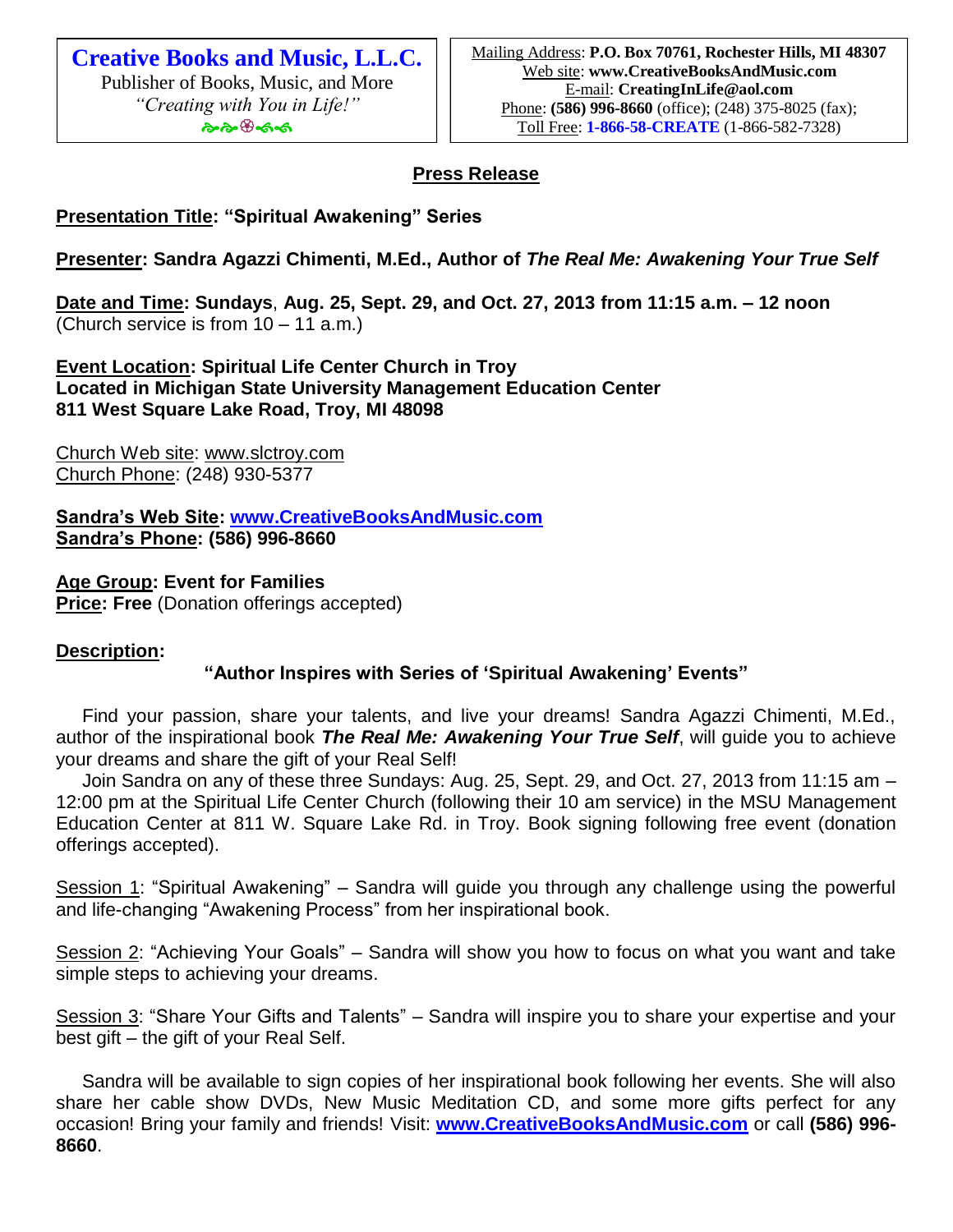**Creative Books and Music, L.L.C.**
Publisher of Books, Music, and More
*"Creating with You in Life!"*

Mailing Address: **P.O. Box 70761, Rochester Hills, MI 48307**
Web site: **www.CreativeBooksAndMusic.com**
E-mail: **CreatingInLife@aol.com**
Phone: **(586) 996-8660** (office); (248) 375-8025 (fax);
Toll Free: **1-866-58-CREATE** (1-866-582-7328)

## Press Release

**Presentation Title: "Spiritual Awakening" Series**

**Presenter: Sandra Agazzi Chimenti, M.Ed., Author of *The Real Me: Awakening Your True Self***

**Date and Time: Sundays, Aug. 25, Sept. 29, and Oct. 27, 2013 from 11:15 a.m. – 12 noon**
(Church service is from 10 – 11 a.m.)

**Event Location: Spiritual Life Center Church in Troy**
**Located in Michigan State University Management Education Center**
**811 West Square Lake Road, Troy, MI 48098**

Church Web site: www.slctroy.com
Church Phone: (248) 930-5377

**Sandra's Web Site: www.CreativeBooksAndMusic.com**
**Sandra's Phone: (586) 996-8660**

**Age Group: Event for Families**
**Price: Free** (Donation offerings accepted)

**Description:**

**"Author Inspires with Series of 'Spiritual Awakening' Events"**

Find your passion, share your talents, and live your dreams! Sandra Agazzi Chimenti, M.Ed., author of the inspirational book ***The Real Me: Awakening Your True Self***, will guide you to achieve your dreams and share the gift of your Real Self!

Join Sandra on any of these three Sundays: Aug. 25, Sept. 29, and Oct. 27, 2013 from 11:15 am – 12:00 pm at the Spiritual Life Center Church (following their 10 am service) in the MSU Management Education Center at 811 W. Square Lake Rd. in Troy. Book signing following free event (donation offerings accepted).

Session 1: "Spiritual Awakening" – Sandra will guide you through any challenge using the powerful and life-changing "Awakening Process" from her inspirational book.

Session 2: "Achieving Your Goals" – Sandra will show you how to focus on what you want and take simple steps to achieving your dreams.

Session 3: "Share Your Gifts and Talents" – Sandra will inspire you to share your expertise and your best gift – the gift of your Real Self.

Sandra will be available to sign copies of her inspirational book following her events. She will also share her cable show DVDs, New Music Meditation CD, and some more gifts perfect for any occasion! Bring your family and friends! Visit: **www.CreativeBooksAndMusic.com** or call **(586) 996-8660**.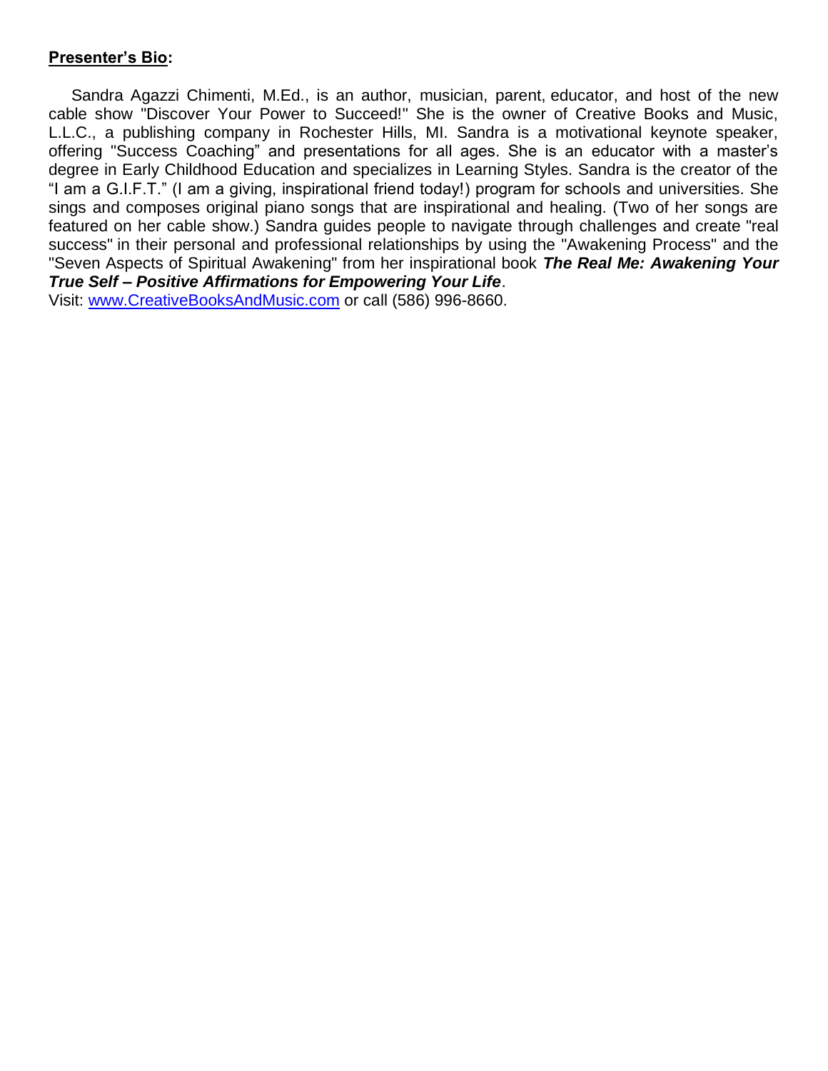**<u>Presenter's Bio</u>:**

Sandra Agazzi Chimenti, M.Ed., is an author, musician, parent, educator, and host of the new cable show "Discover Your Power to Succeed!" She is the owner of Creative Books and Music, L.L.C., a publishing company in Rochester Hills, MI. Sandra is a motivational keynote speaker, offering "Success Coaching" and presentations for all ages. She is an educator with a master's degree in Early Childhood Education and specializes in Learning Styles. Sandra is the creator of the "I am a G.I.F.T." (I am a giving, inspirational friend today!) program for schools and universities. She sings and composes original piano songs that are inspirational and healing. (Two of her songs are featured on her cable show.) Sandra guides people to navigate through challenges and create "real success" in their personal and professional relationships by using the "Awakening Process" and the "Seven Aspects of Spiritual Awakening" from her inspirational book ***The Real Me: Awakening Your True Self – Positive Affirmations for Empowering Your Life***.

Visit: [www.CreativeBooksAndMusic.com](http://www.CreativeBooksAndMusic.com) or call (586) 996-8660.